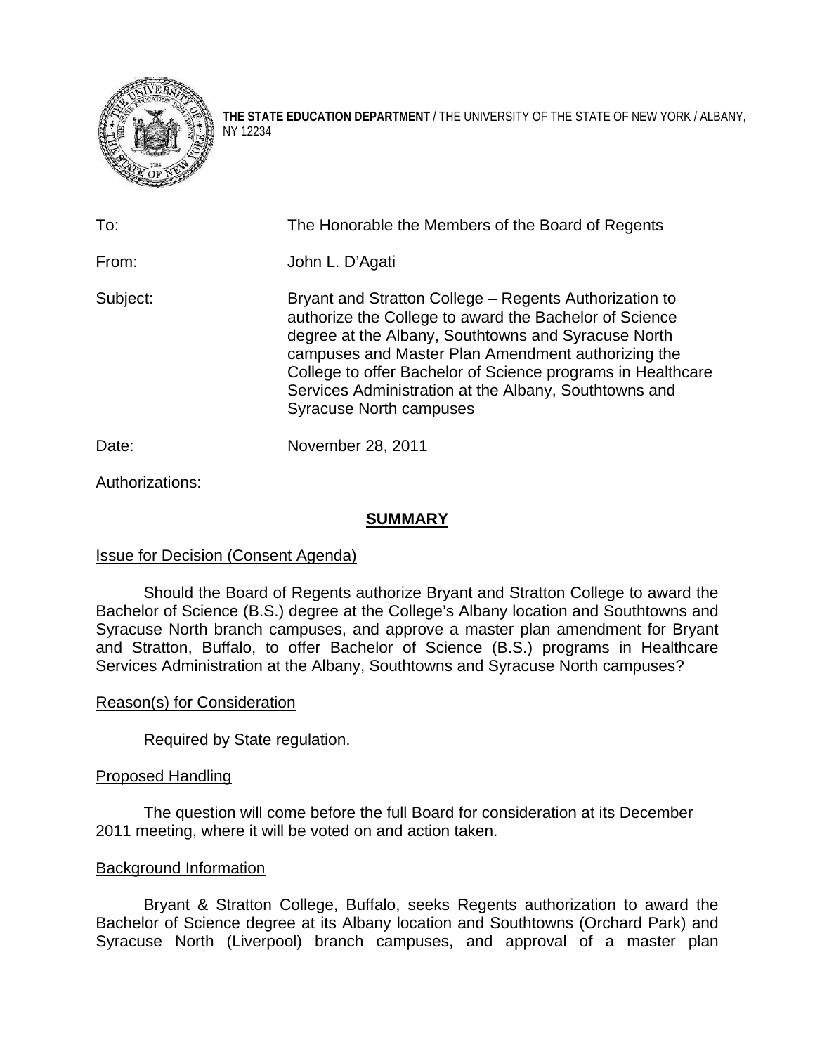**THE STATE EDUCATION DEPARTMENT** / THE UNIVERSITY OF THE STATE OF NEW YORK / ALBANY, NY 12234

| | |
|---|---|
| To: | The Honorable the Members of the Board of Regents |
| From: | John L. D'Agati |
| Subject: | Bryant and Stratton College – Regents Authorization to authorize the College to award the Bachelor of Science degree at the Albany, Southtowns and Syracuse North campuses and Master Plan Amendment authorizing the College to offer Bachelor of Science programs in Healthcare Services Administration at the Albany, Southtowns and Syracuse North campuses |
| Date: | November 28, 2011 |

Authorizations:

## SUMMARY

### Issue for Decision (Consent Agenda)

Should the Board of Regents authorize Bryant and Stratton College to award the Bachelor of Science (B.S.) degree at the College's Albany location and Southtowns and Syracuse North branch campuses, and approve a master plan amendment for Bryant and Stratton, Buffalo, to offer Bachelor of Science (B.S.) programs in Healthcare Services Administration at the Albany, Southtowns and Syracuse North campuses?

### Reason(s) for Consideration

Required by State regulation.

### Proposed Handling

The question will come before the full Board for consideration at its December 2011 meeting, where it will be voted on and action taken.

### Background Information

Bryant & Stratton College, Buffalo, seeks Regents authorization to award the Bachelor of Science degree at its Albany location and Southtowns (Orchard Park) and Syracuse North (Liverpool) branch campuses, and approval of a master plan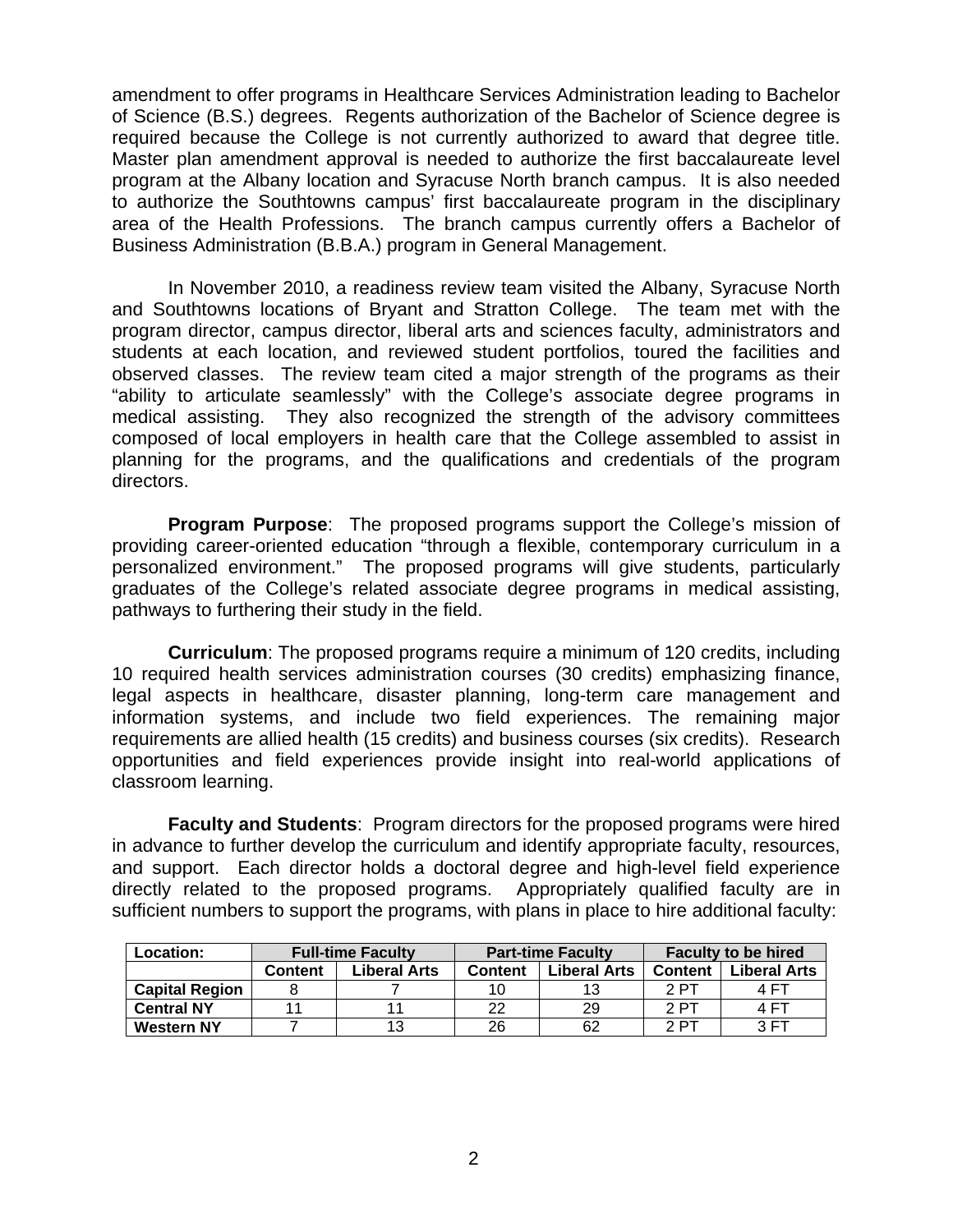amendment to offer programs in Healthcare Services Administration leading to Bachelor of Science (B.S.) degrees. Regents authorization of the Bachelor of Science degree is required because the College is not currently authorized to award that degree title. Master plan amendment approval is needed to authorize the first baccalaureate level program at the Albany location and Syracuse North branch campus. It is also needed to authorize the Southtowns campus' first baccalaureate program in the disciplinary area of the Health Professions. The branch campus currently offers a Bachelor of Business Administration (B.B.A.) program in General Management.

In November 2010, a readiness review team visited the Albany, Syracuse North and Southtowns locations of Bryant and Stratton College. The team met with the program director, campus director, liberal arts and sciences faculty, administrators and students at each location, and reviewed student portfolios, toured the facilities and observed classes. The review team cited a major strength of the programs as their "ability to articulate seamlessly" with the College's associate degree programs in medical assisting. They also recognized the strength of the advisory committees composed of local employers in health care that the College assembled to assist in planning for the programs, and the qualifications and credentials of the program directors.

**Program Purpose**: The proposed programs support the College's mission of providing career-oriented education "through a flexible, contemporary curriculum in a personalized environment." The proposed programs will give students, particularly graduates of the College's related associate degree programs in medical assisting, pathways to furthering their study in the field.

**Curriculum**: The proposed programs require a minimum of 120 credits, including 10 required health services administration courses (30 credits) emphasizing finance, legal aspects in healthcare, disaster planning, long-term care management and information systems, and include two field experiences. The remaining major requirements are allied health (15 credits) and business courses (six credits). Research opportunities and field experiences provide insight into real-world applications of classroom learning.

**Faculty and Students**: Program directors for the proposed programs were hired in advance to further develop the curriculum and identify appropriate faculty, resources, and support. Each director holds a doctoral degree and high-level field experience directly related to the proposed programs. Appropriately qualified faculty are in sufficient numbers to support the programs, with plans in place to hire additional faculty:

| Location: | Full-time Faculty | | Part-time Faculty | | Faculty to be hired | |
|---|---|---|---|---|---|---|
| | Content | Liberal Arts | Content | Liberal Arts | Content | Liberal Arts |
| Capital Region | 8 | 7 | 10 | 13 | 2 PT | 4 FT |
| Central NY | 11 | 11 | 22 | 29 | 2 PT | 4 FT |
| Western NY | 7 | 13 | 26 | 62 | 2 PT | 3 FT |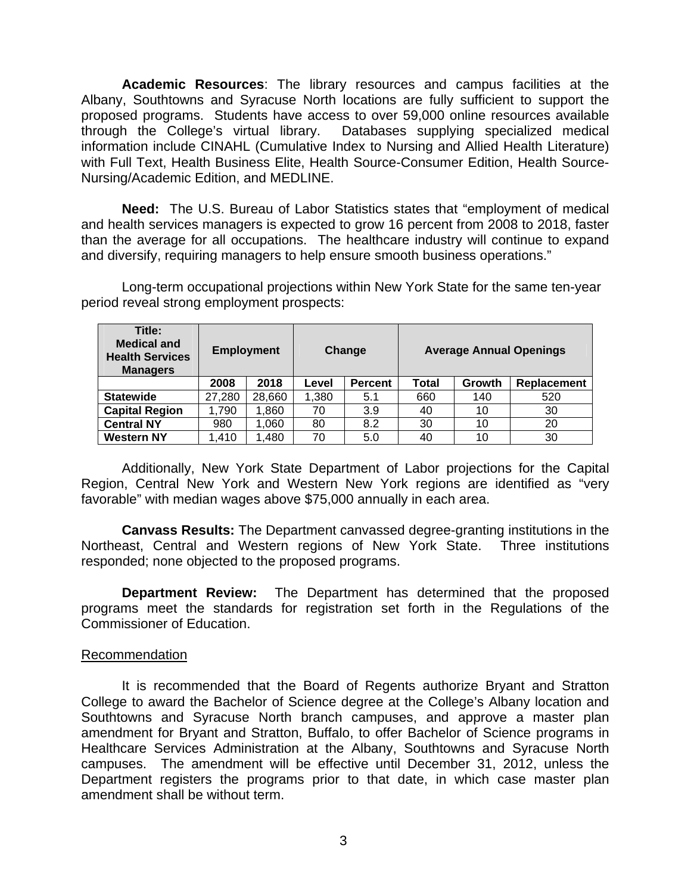**Academic Resources**: The library resources and campus facilities at the Albany, Southtowns and Syracuse North locations are fully sufficient to support the proposed programs. Students have access to over 59,000 online resources available through the College's virtual library. Databases supplying specialized medical information include CINAHL (Cumulative Index to Nursing and Allied Health Literature) with Full Text, Health Business Elite, Health Source-Consumer Edition, Health Source-Nursing/Academic Edition, and MEDLINE.

**Need:** The U.S. Bureau of Labor Statistics states that "employment of medical and health services managers is expected to grow 16 percent from 2008 to 2018, faster than the average for all occupations. The healthcare industry will continue to expand and diversify, requiring managers to help ensure smooth business operations."

Long-term occupational projections within New York State for the same ten-year period reveal strong employment prospects:

| Title: Medical and Health Services Managers | Employment | | Change | | Average Annual Openings | | |
|---|---|---|---|---|---|---|---|
| | 2008 | 2018 | Level | Percent | Total | Growth | Replacement |
| **Statewide** | 27,280 | 28,660 | 1,380 | 5.1 | 660 | 140 | 520 |
| **Capital Region** | 1,790 | 1,860 | 70 | 3.9 | 40 | 10 | 30 |
| **Central NY** | 980 | 1,060 | 80 | 8.2 | 30 | 10 | 20 |
| **Western NY** | 1,410 | 1,480 | 70 | 5.0 | 40 | 10 | 30 |

Additionally, New York State Department of Labor projections for the Capital Region, Central New York and Western New York regions are identified as "very favorable" with median wages above $75,000 annually in each area.

**Canvass Results:** The Department canvassed degree-granting institutions in the Northeast, Central and Western regions of New York State. Three institutions responded; none objected to the proposed programs.

**Department Review:** The Department has determined that the proposed programs meet the standards for registration set forth in the Regulations of the Commissioner of Education.

<u>Recommendation</u>

It is recommended that the Board of Regents authorize Bryant and Stratton College to award the Bachelor of Science degree at the College's Albany location and Southtowns and Syracuse North branch campuses, and approve a master plan amendment for Bryant and Stratton, Buffalo, to offer Bachelor of Science programs in Healthcare Services Administration at the Albany, Southtowns and Syracuse North campuses. The amendment will be effective until December 31, 2012, unless the Department registers the programs prior to that date, in which case master plan amendment shall be without term.